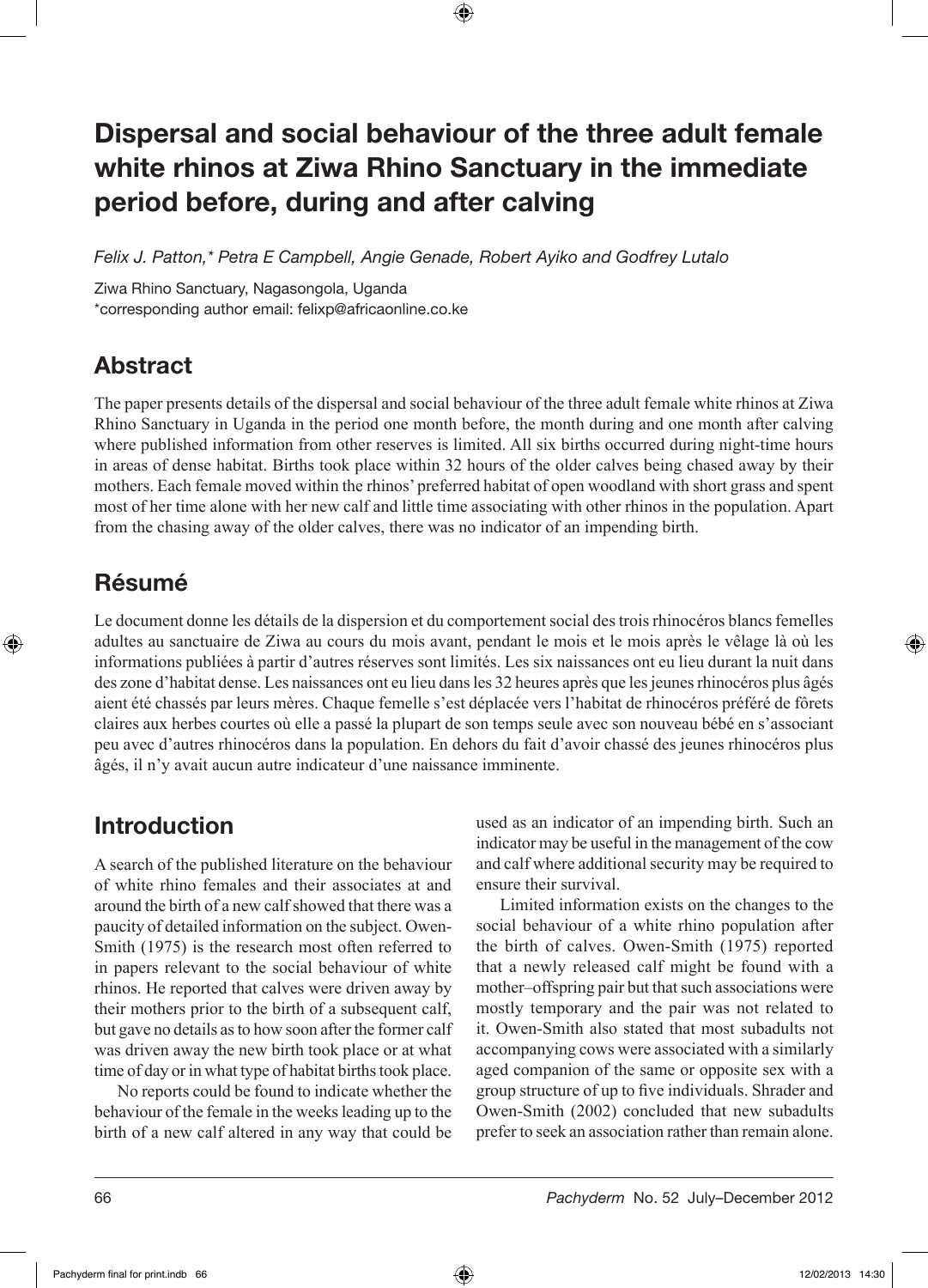# Dispersal and social behaviour of the three adult female white rhinos at Ziwa Rhino Sanctuary in the immediate period before, during and after calving

*Felix J. Patton,\* Petra E Campbell, Angie Genade, Robert Ayiko and Godfrey Lutalo*

Ziwa Rhino Sanctuary, Nagasongola, Uganda
\*corresponding author email: felixp@africaonline.co.ke

## Abstract

The paper presents details of the dispersal and social behaviour of the three adult female white rhinos at Ziwa Rhino Sanctuary in Uganda in the period one month before, the month during and one month after calving where published information from other reserves is limited. All six births occurred during night-time hours in areas of dense habitat. Births took place within 32 hours of the older calves being chased away by their mothers. Each female moved within the rhinos' preferred habitat of open woodland with short grass and spent most of her time alone with her new calf and little time associating with other rhinos in the population. Apart from the chasing away of the older calves, there was no indicator of an impending birth.

## Résumé

Le document donne les détails de la dispersion et du comportement social des trois rhinocéros blancs femelles adultes au sanctuaire de Ziwa au cours du mois avant, pendant le mois et le mois après le vêlage là où les informations publiées à partir d'autres réserves sont limités. Les six naissances ont eu lieu durant la nuit dans des zone d'habitat dense. Les naissances ont eu lieu dans les 32 heures après que les jeunes rhinocéros plus âgés aient été chassés par leurs mères. Chaque femelle s'est déplacée vers l'habitat de rhinocéros préféré de fôrets claires aux herbes courtes où elle a passé la plupart de son temps seule avec son nouveau bébé en s'associant peu avec d'autres rhinocéros dans la population. En dehors du fait d'avoir chassé des jeunes rhinocéros plus âgés, il n'y avait aucun autre indicateur d'une naissance imminente.

## Introduction

A search of the published literature on the behaviour of white rhino females and their associates at and around the birth of a new calf showed that there was a paucity of detailed information on the subject. Owen-Smith (1975) is the research most often referred to in papers relevant to the social behaviour of white rhinos. He reported that calves were driven away by their mothers prior to the birth of a subsequent calf, but gave no details as to how soon after the former calf was driven away the new birth took place or at what time of day or in what type of habitat births took place.

No reports could be found to indicate whether the behaviour of the female in the weeks leading up to the birth of a new calf altered in any way that could be used as an indicator of an impending birth. Such an indicator may be useful in the management of the cow and calf where additional security may be required to ensure their survival.

Limited information exists on the changes to the social behaviour of a white rhino population after the birth of calves. Owen-Smith (1975) reported that a newly released calf might be found with a mother–offspring pair but that such associations were mostly temporary and the pair was not related to it. Owen-Smith also stated that most subadults not accompanying cows were associated with a similarly aged companion of the same or opposite sex with a group structure of up to five individuals. Shrader and Owen-Smith (2002) concluded that new subadults prefer to seek an association rather than remain alone.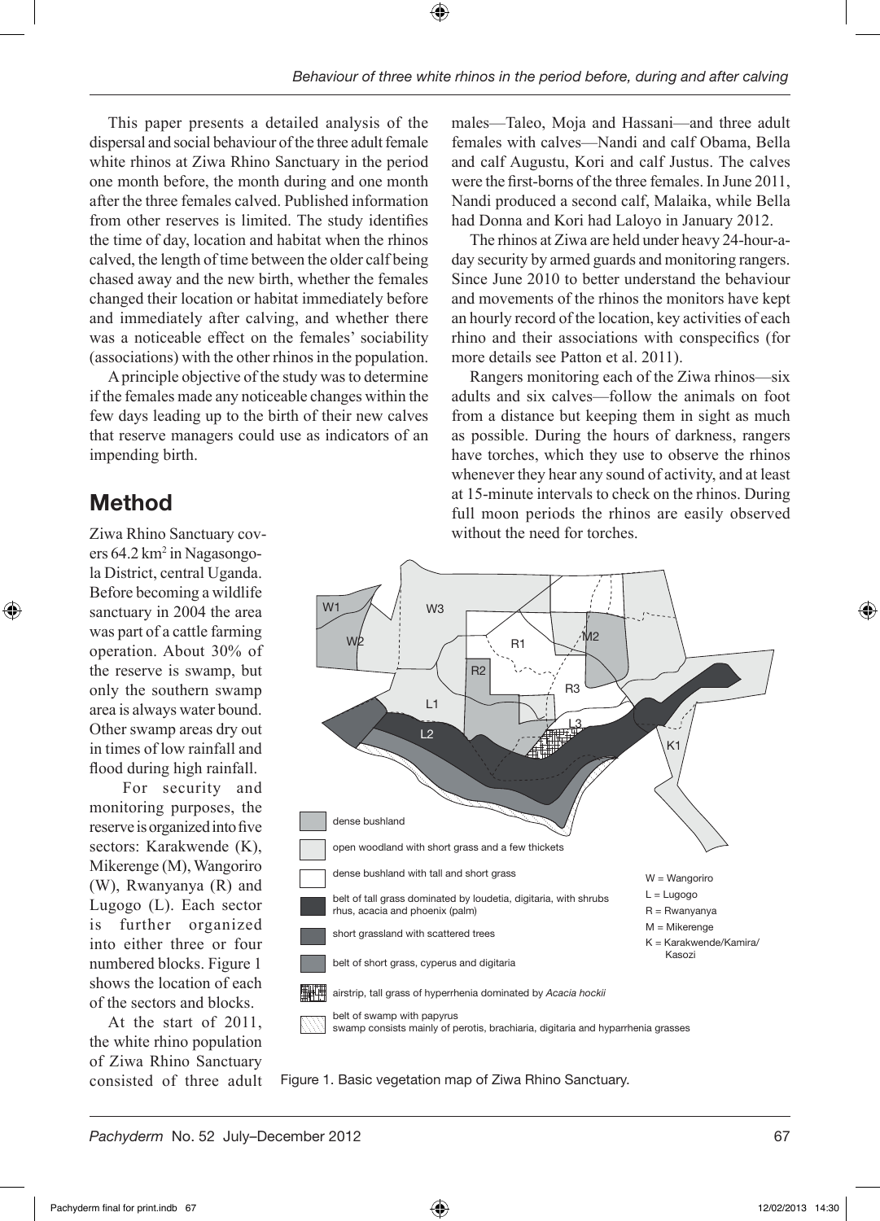This paper presents a detailed analysis of the dispersal and social behaviour of the three adult female white rhinos at Ziwa Rhino Sanctuary in the period one month before, the month during and one month after the three females calved. Published information from other reserves is limited. The study identifies the time of day, location and habitat when the rhinos calved, the length of time between the older calf being chased away and the new birth, whether the females changed their location or habitat immediately before and immediately after calving, and whether there was a noticeable effect on the females' sociability (associations) with the other rhinos in the population.

A principle objective of the study was to determine if the females made any noticeable changes within the few days leading up to the birth of their new calves that reserve managers could use as indicators of an impending birth.

## Method

Ziwa Rhino Sanctuary covers 64.2 km$^2$ in Nagasongola District, central Uganda. Before becoming a wildlife sanctuary in 2004 the area was part of a cattle farming operation. About 30% of the reserve is swamp, but only the southern swamp area is always water bound. Other swamp areas dry out in times of low rainfall and flood during high rainfall.

For security and monitoring purposes, the reserve is organized into five sectors: Karakwende (K), Mikerenge (M), Wangoriro (W), Rwanyanya (R) and Lugogo (L). Each sector is further organized into either three or four numbered blocks. Figure 1 shows the location of each of the sectors and blocks.

At the start of 2011, the white rhino population of Ziwa Rhino Sanctuary consisted of three adult males—Taleo, Moja and Hassani—and three adult females with calves—Nandi and calf Obama, Bella and calf Augustu, Kori and calf Justus. The calves were the first-borns of the three females. In June 2011, Nandi produced a second calf, Malaika, while Bella had Donna and Kori had Laloyo in January 2012.

The rhinos at Ziwa are held under heavy 24-hour-a-day security by armed guards and monitoring rangers. Since June 2010 to better understand the behaviour and movements of the rhinos the monitors have kept an hourly record of the location, key activities of each rhino and their associations with conspecifics (for more details see Patton et al. 2011).

Rangers monitoring each of the Ziwa rhinos—six adults and six calves—follow the animals on foot from a distance but keeping them in sight as much as possible. During the hours of darkness, rangers have torches, which they use to observe the rhinos whenever they hear any sound of activity, and at least at 15-minute intervals to check on the rhinos. During full moon periods the rhinos are easily observed without the need for torches.

Figure 1. Basic vegetation map of Ziwa Rhino Sanctuary.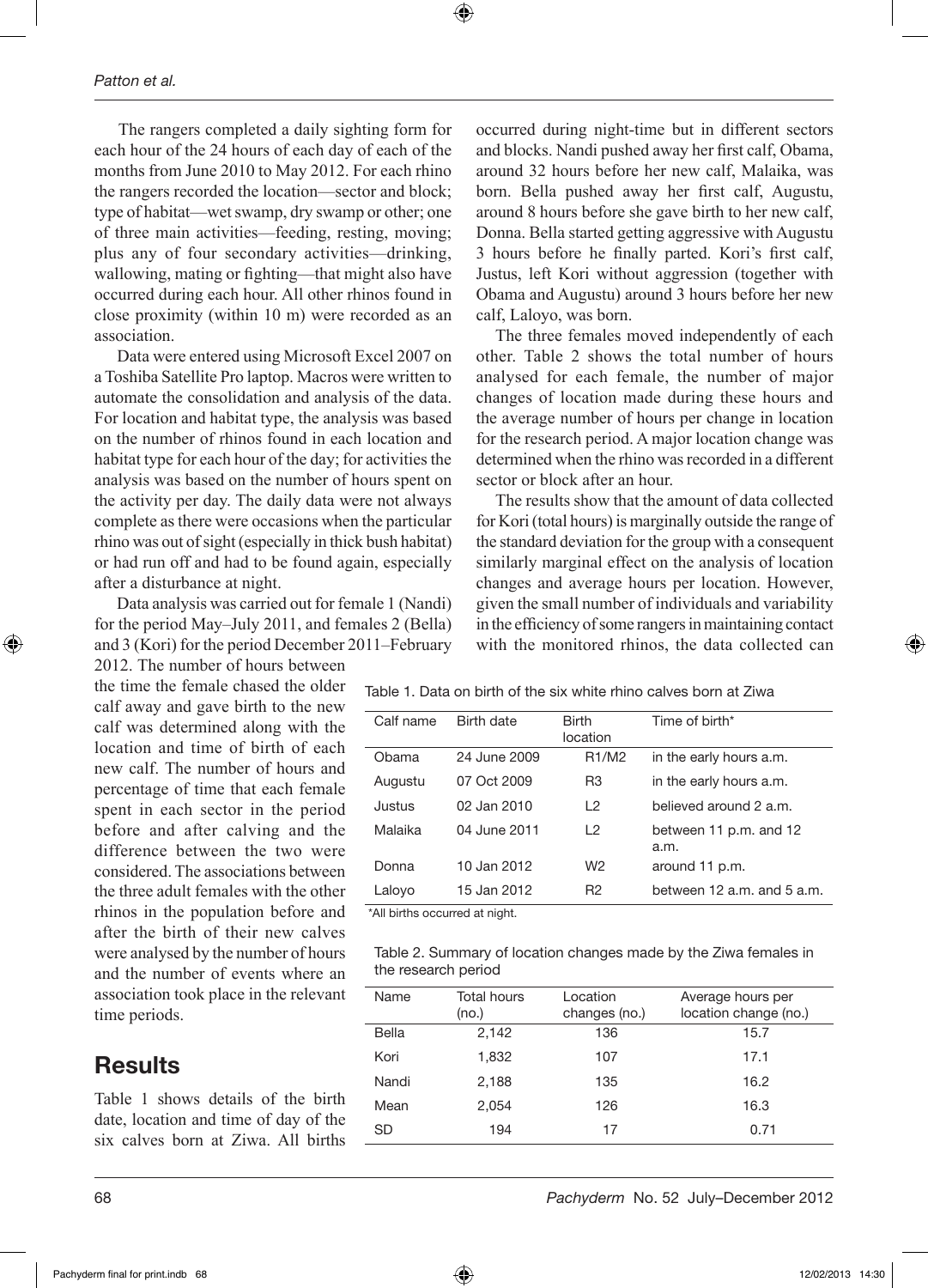The rangers completed a daily sighting form for each hour of the 24 hours of each day of each of the months from June 2010 to May 2012. For each rhino the rangers recorded the location—sector and block; type of habitat—wet swamp, dry swamp or other; one of three main activities—feeding, resting, moving; plus any of four secondary activities—drinking, wallowing, mating or fighting—that might also have occurred during each hour. All other rhinos found in close proximity (within 10 m) were recorded as an association.

Data were entered using Microsoft Excel 2007 on a Toshiba Satellite Pro laptop. Macros were written to automate the consolidation and analysis of the data. For location and habitat type, the analysis was based on the number of rhinos found in each location and habitat type for each hour of the day; for activities the analysis was based on the number of hours spent on the activity per day. The daily data were not always complete as there were occasions when the particular rhino was out of sight (especially in thick bush habitat) or had run off and had to be found again, especially after a disturbance at night.

Data analysis was carried out for female 1 (Nandi) for the period May–July 2011, and females 2 (Bella) and 3 (Kori) for the period December 2011–February 2012. The number of hours between the time the female chased the older calf away and gave birth to the new calf was determined along with the location and time of birth of each new calf. The number of hours and percentage of time that each female spent in each sector in the period before and after calving and the difference between the two were considered. The associations between the three adult females with the other rhinos in the population before and after the birth of their new calves were analysed by the number of hours and the number of events where an association took place in the relevant time periods.

## Results

Table 1 shows details of the birth date, location and time of day of the six calves born at Ziwa. All births occurred during night-time but in different sectors and blocks. Nandi pushed away her first calf, Obama, around 32 hours before her new calf, Malaika, was born. Bella pushed away her first calf, Augustu, around 8 hours before she gave birth to her new calf, Donna. Bella started getting aggressive with Augustu 3 hours before he finally parted. Kori's first calf, Justus, left Kori without aggression (together with Obama and Augustu) around 3 hours before her new calf, Laloyo, was born.

The three females moved independently of each other. Table 2 shows the total number of hours analysed for each female, the number of major changes of location made during these hours and the average number of hours per change in location for the research period. A major location change was determined when the rhino was recorded in a different sector or block after an hour.

The results show that the amount of data collected for Kori (total hours) is marginally outside the range of the standard deviation for the group with a consequent similarly marginal effect on the analysis of location changes and average hours per location. However, given the small number of individuals and variability in the efficiency of some rangers in maintaining contact with the monitored rhinos, the data collected can

Table 1. Data on birth of the six white rhino calves born at Ziwa

| Calf name | Birth date | Birth location | Time of birth* |
|---|---|---|---|
| Obama | 24 June 2009 | R1/M2 | in the early hours a.m. |
| Augustu | 07 Oct 2009 | R3 | in the early hours a.m. |
| Justus | 02 Jan 2010 | L2 | believed around 2 a.m. |
| Malaika | 04 June 2011 | L2 | between 11 p.m. and 12 a.m. |
| Donna | 10 Jan 2012 | W2 | around 11 p.m. |
| Laloyo | 15 Jan 2012 | R2 | between 12 a.m. and 5 a.m. |

*All births occurred at night.

Table 2. Summary of location changes made by the Ziwa females in the research period

| Name | Total hours (no.) | Location changes (no.) | Average hours per location change (no.) |
|---|---|---|---|
| Bella | 2,142 | 136 | 15.7 |
| Kori | 1,832 | 107 | 17.1 |
| Nandi | 2,188 | 135 | 16.2 |
| Mean | 2,054 | 126 | 16.3 |
| SD | 194 | 17 | 0.71 |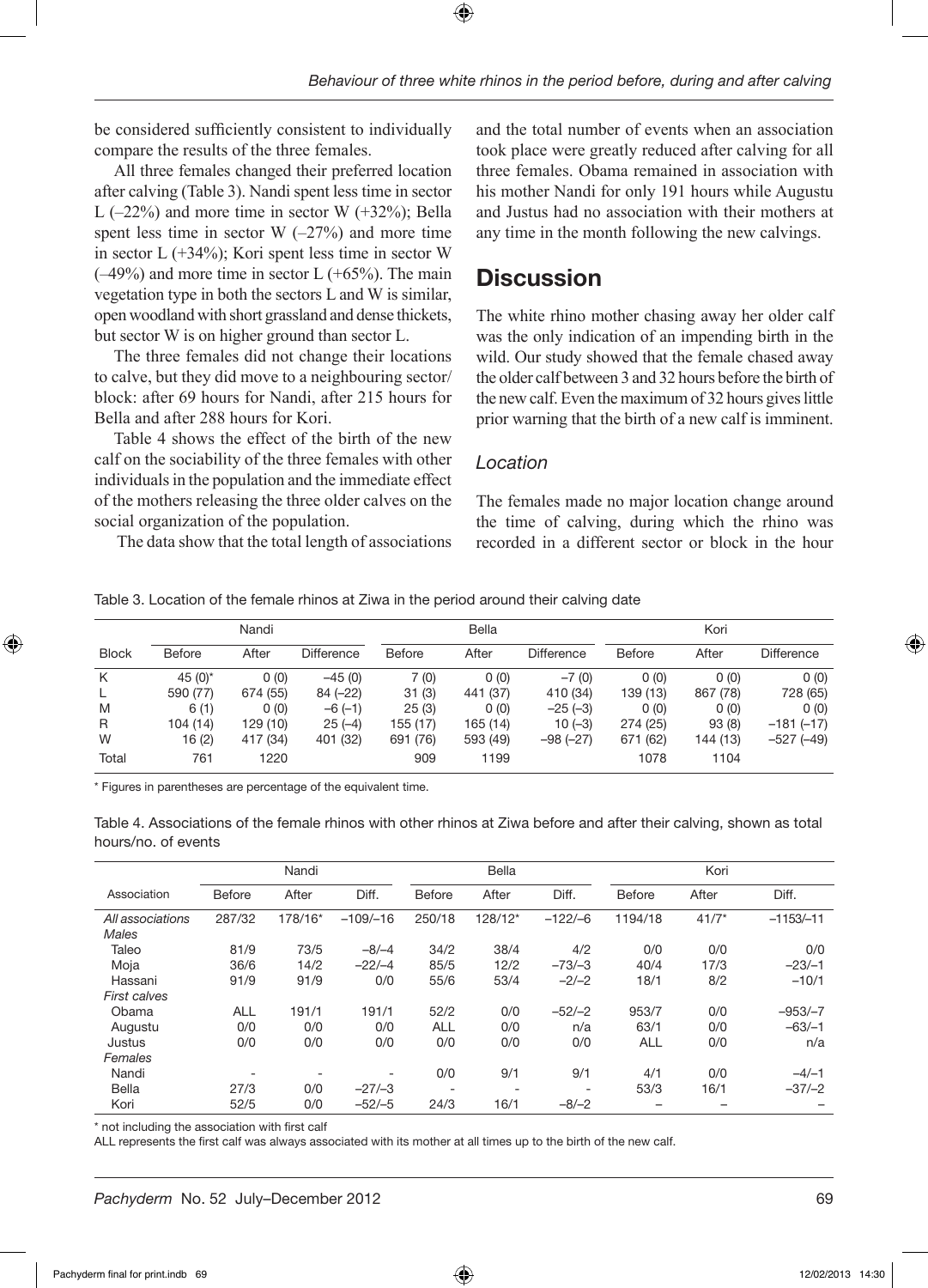be considered sufficiently consistent to individually compare the results of the three females.

All three females changed their preferred location after calving (Table 3). Nandi spent less time in sector L (–22%) and more time in sector W (+32%); Bella spent less time in sector W (–27%) and more time in sector L (+34%); Kori spent less time in sector W (–49%) and more time in sector L (+65%). The main vegetation type in both the sectors L and W is similar, open woodland with short grassland and dense thickets, but sector W is on higher ground than sector L.

The three females did not change their locations to calve, but they did move to a neighbouring sector/block: after 69 hours for Nandi, after 215 hours for Bella and after 288 hours for Kori.

Table 4 shows the effect of the birth of the new calf on the sociability of the three females with other individuals in the population and the immediate effect of the mothers releasing the three older calves on the social organization of the population.

The data show that the total length of associations and the total number of events when an association took place were greatly reduced after calving for all three females. Obama remained in association with his mother Nandi for only 191 hours while Augustu and Justus had no association with their mothers at any time in the month following the new calvings.

## Discussion

The white rhino mother chasing away her older calf was the only indication of an impending birth in the wild. Our study showed that the female chased away the older calf between 3 and 32 hours before the birth of the new calf. Even the maximum of 32 hours gives little prior warning that the birth of a new calf is imminent.

### Location

The females made no major location change around the time of calving, during which the rhino was recorded in a different sector or block in the hour

Table 3. Location of the female rhinos at Ziwa in the period around their calving date

| | Nandi | | | Bella | | | Kori | | |
|---|---|---|---|---|---|---|---|---|---|
| Block | Before | After | Difference | Before | After | Difference | Before | After | Difference |
| K | 45 (0)* | 0 (0) | –45 (0) | 7 (0) | 0 (0) | –7 (0) | 0 (0) | 0 (0) | 0 (0) |
| L | 590 (77) | 674 (55) | 84 (–22) | 31 (3) | 441 (37) | 410 (34) | 139 (13) | 867 (78) | 728 (65) |
| M | 6 (1) | 0 (0) | –6 (–1) | 25 (3) | 0 (0) | –25 (–3) | 0 (0) | 0 (0) | 0 (0) |
| R | 104 (14) | 129 (10) | 25 (–4) | 155 (17) | 165 (14) | 10 (–3) | 274 (25) | 93 (8) | –181 (–17) |
| W | 16 (2) | 417 (34) | 401 (32) | 691 (76) | 593 (49) | –98 (–27) | 671 (62) | 144 (13) | –527 (–49) |
| Total | 761 | 1220 | | 909 | 1199 | | 1078 | 1104 | |

\* Figures in parentheses are percentage of the equivalent time.

Table 4. Associations of the female rhinos with other rhinos at Ziwa before and after their calving, shown as total hours/no. of events

| | Nandi | | | Bella | | | Kori | | |
|---|---|---|---|---|---|---|---|---|---|
| Association | Before | After | Diff. | Before | After | Diff. | Before | After | Diff. |
| *All associations* | 287/32 | 178/16* | –109/–16 | 250/18 | 128/12* | –122/–6 | 1194/18 | 41/7* | –1153/–11 |
| *Males* | | | | | | | | | |
| Taleo | 81/9 | 73/5 | –8/–4 | 34/2 | 38/4 | 4/2 | 0/0 | 0/0 | 0/0 |
| Moja | 36/6 | 14/2 | –22/–4 | 85/5 | 12/2 | –73/–3 | 40/4 | 17/3 | –23/–1 |
| Hassani | 91/9 | 91/9 | 0/0 | 55/6 | 53/4 | –2/–2 | 18/1 | 8/2 | –10/1 |
| *First calves* | | | | | | | | | |
| Obama | ALL | 191/1 | 191/1 | 52/2 | 0/0 | –52/–2 | 953/7 | 0/0 | –953/–7 |
| Augustu | 0/0 | 0/0 | 0/0 | ALL | 0/0 | n/a | 63/1 | 0/0 | –63/–1 |
| Justus | 0/0 | 0/0 | 0/0 | 0/0 | 0/0 | 0/0 | ALL | 0/0 | n/a |
| *Females* | | | | | | | | | |
| Nandi | - | - | - | 0/0 | 9/1 | 9/1 | 4/1 | 0/0 | –4/–1 |
| Bella | 27/3 | 0/0 | –27/–3 | - | - | - | 53/3 | 16/1 | –37/–2 |
| Kori | 52/5 | 0/0 | –52/–5 | 24/3 | 16/1 | –8/–2 | – | – | – |

\* not including the association with first calf

ALL represents the first calf was always associated with its mother at all times up to the birth of the new calf.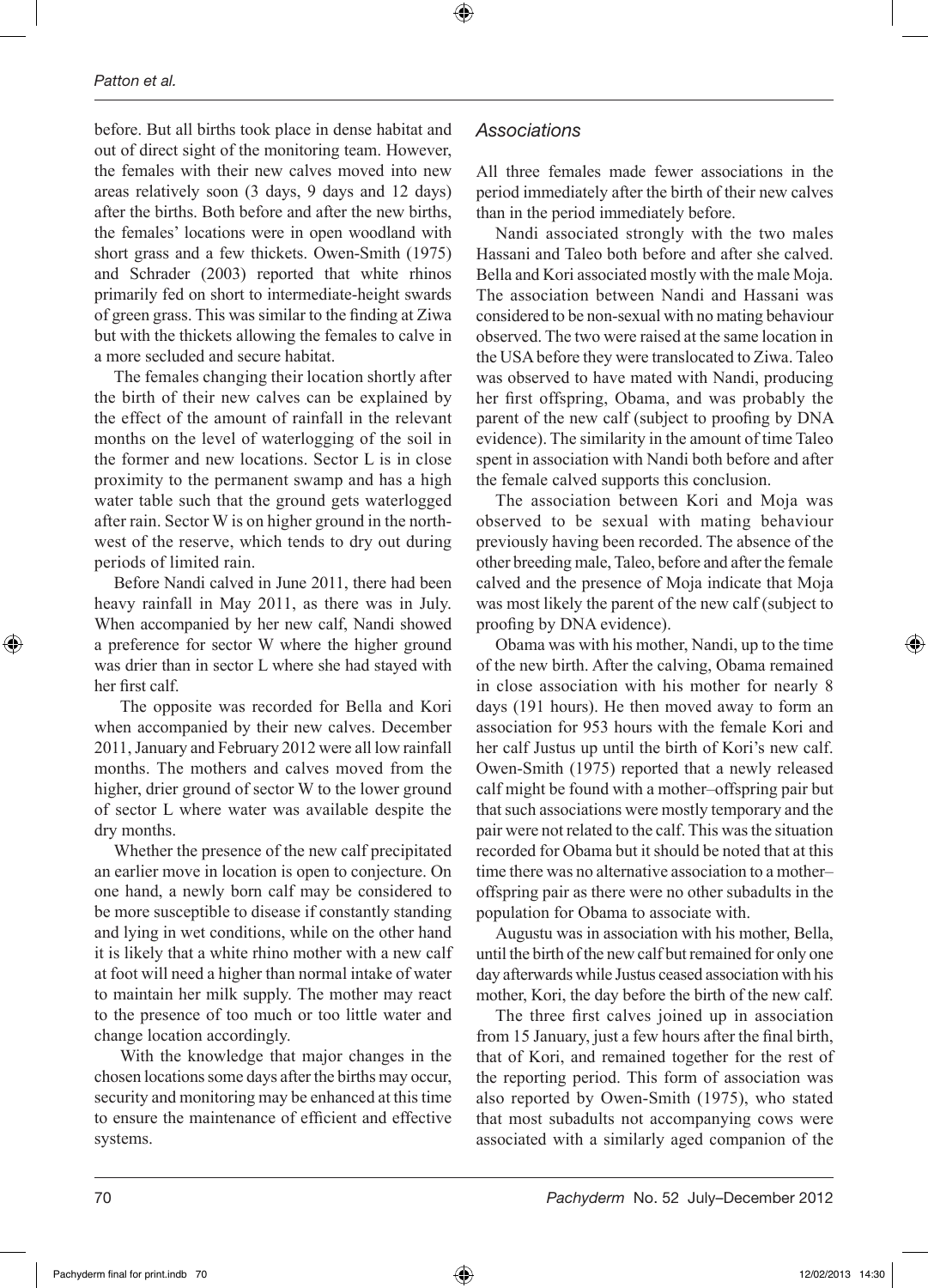before. But all births took place in dense habitat and out of direct sight of the monitoring team. However, the females with their new calves moved into new areas relatively soon (3 days, 9 days and 12 days) after the births. Both before and after the new births, the females' locations were in open woodland with short grass and a few thickets. Owen-Smith (1975) and Schrader (2003) reported that white rhinos primarily fed on short to intermediate-height swards of green grass. This was similar to the finding at Ziwa but with the thickets allowing the females to calve in a more secluded and secure habitat.

The females changing their location shortly after the birth of their new calves can be explained by the effect of the amount of rainfall in the relevant months on the level of waterlogging of the soil in the former and new locations. Sector L is in close proximity to the permanent swamp and has a high water table such that the ground gets waterlogged after rain. Sector W is on higher ground in the north-west of the reserve, which tends to dry out during periods of limited rain.

Before Nandi calved in June 2011, there had been heavy rainfall in May 2011, as there was in July. When accompanied by her new calf, Nandi showed a preference for sector W where the higher ground was drier than in sector L where she had stayed with her first calf.

The opposite was recorded for Bella and Kori when accompanied by their new calves. December 2011, January and February 2012 were all low rainfall months. The mothers and calves moved from the higher, drier ground of sector W to the lower ground of sector L where water was available despite the dry months.

Whether the presence of the new calf precipitated an earlier move in location is open to conjecture. On one hand, a newly born calf may be considered to be more susceptible to disease if constantly standing and lying in wet conditions, while on the other hand it is likely that a white rhino mother with a new calf at foot will need a higher than normal intake of water to maintain her milk supply. The mother may react to the presence of too much or too little water and change location accordingly.

With the knowledge that major changes in the chosen locations some days after the births may occur, security and monitoring may be enhanced at this time to ensure the maintenance of efficient and effective systems.

### *Associations*

All three females made fewer associations in the period immediately after the birth of their new calves than in the period immediately before.

Nandi associated strongly with the two males Hassani and Taleo both before and after she calved. Bella and Kori associated mostly with the male Moja. The association between Nandi and Hassani was considered to be non-sexual with no mating behaviour observed. The two were raised at the same location in the USA before they were translocated to Ziwa. Taleo was observed to have mated with Nandi, producing her first offspring, Obama, and was probably the parent of the new calf (subject to proofing by DNA evidence). The similarity in the amount of time Taleo spent in association with Nandi both before and after the female calved supports this conclusion.

The association between Kori and Moja was observed to be sexual with mating behaviour previously having been recorded. The absence of the other breeding male, Taleo, before and after the female calved and the presence of Moja indicate that Moja was most likely the parent of the new calf (subject to proofing by DNA evidence).

Obama was with his mother, Nandi, up to the time of the new birth. After the calving, Obama remained in close association with his mother for nearly 8 days (191 hours). He then moved away to form an association for 953 hours with the female Kori and her calf Justus up until the birth of Kori's new calf. Owen-Smith (1975) reported that a newly released calf might be found with a mother–offspring pair but that such associations were mostly temporary and the pair were not related to the calf. This was the situation recorded for Obama but it should be noted that at this time there was no alternative association to a mother–offspring pair as there were no other subadults in the population for Obama to associate with.

Augustu was in association with his mother, Bella, until the birth of the new calf but remained for only one day afterwards while Justus ceased association with his mother, Kori, the day before the birth of the new calf.

The three first calves joined up in association from 15 January, just a few hours after the final birth, that of Kori, and remained together for the rest of the reporting period. This form of association was also reported by Owen-Smith (1975), who stated that most subadults not accompanying cows were associated with a similarly aged companion of the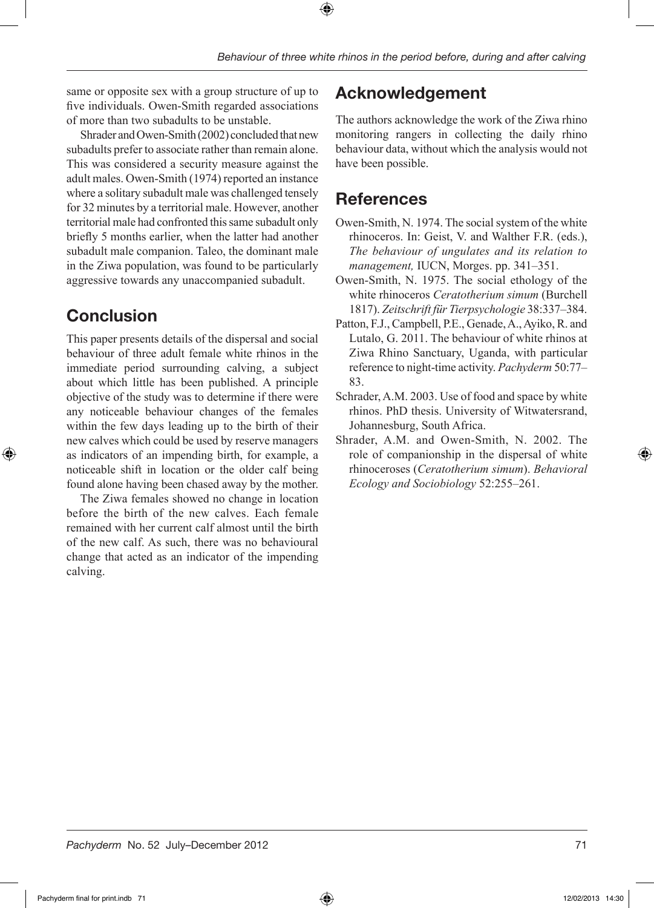same or opposite sex with a group structure of up to five individuals. Owen-Smith regarded associations of more than two subadults to be unstable.

Shrader and Owen-Smith (2002) concluded that new subadults prefer to associate rather than remain alone. This was considered a security measure against the adult males. Owen-Smith (1974) reported an instance where a solitary subadult male was challenged tensely for 32 minutes by a territorial male. However, another territorial male had confronted this same subadult only briefly 5 months earlier, when the latter had another subadult male companion. Taleo, the dominant male in the Ziwa population, was found to be particularly aggressive towards any unaccompanied subadult.

## Conclusion

This paper presents details of the dispersal and social behaviour of three adult female white rhinos in the immediate period surrounding calving, a subject about which little has been published. A principle objective of the study was to determine if there were any noticeable behaviour changes of the females within the few days leading up to the birth of their new calves which could be used by reserve managers as indicators of an impending birth, for example, a noticeable shift in location or the older calf being found alone having been chased away by the mother.

The Ziwa females showed no change in location before the birth of the new calves. Each female remained with her current calf almost until the birth of the new calf. As such, there was no behavioural change that acted as an indicator of the impending calving.

## Acknowledgement

The authors acknowledge the work of the Ziwa rhino monitoring rangers in collecting the daily rhino behaviour data, without which the analysis would not have been possible.

## References

Owen-Smith, N. 1974. The social system of the white rhinoceros. In: Geist, V. and Walther F.R. (eds.), *The behaviour of ungulates and its relation to management,* IUCN, Morges. pp. 341–351.

Owen-Smith, N. 1975. The social ethology of the white rhinoceros *Ceratotherium simum* (Burchell 1817). *Zeitschrift für Tierpsychologie* 38:337–384.

Patton, F.J., Campbell, P.E., Genade, A., Ayiko, R. and Lutalo, G. 2011. The behaviour of white rhinos at Ziwa Rhino Sanctuary, Uganda, with particular reference to night-time activity. *Pachyderm* 50:77–83.

Schrader, A.M. 2003. Use of food and space by white rhinos. PhD thesis. University of Witwatersrand, Johannesburg, South Africa.

Shrader, A.M. and Owen-Smith, N. 2002. The role of companionship in the dispersal of white rhinoceroses (*Ceratotherium simum*). *Behavioral Ecology and Sociobiology* 52:255–261.